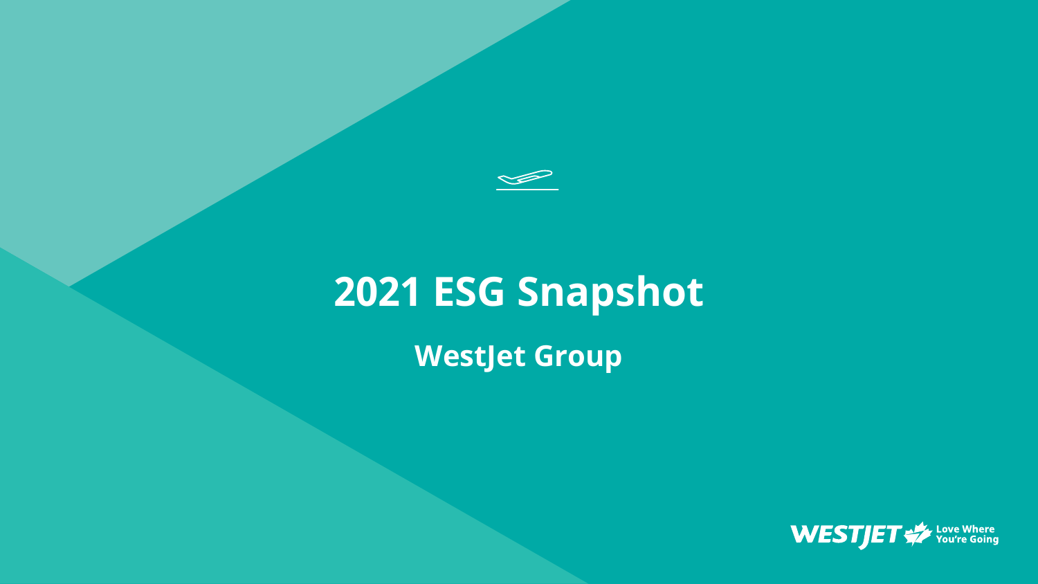# 2021 ESG Snapshot

## WestJet Group

WESTJET Love Where You're Going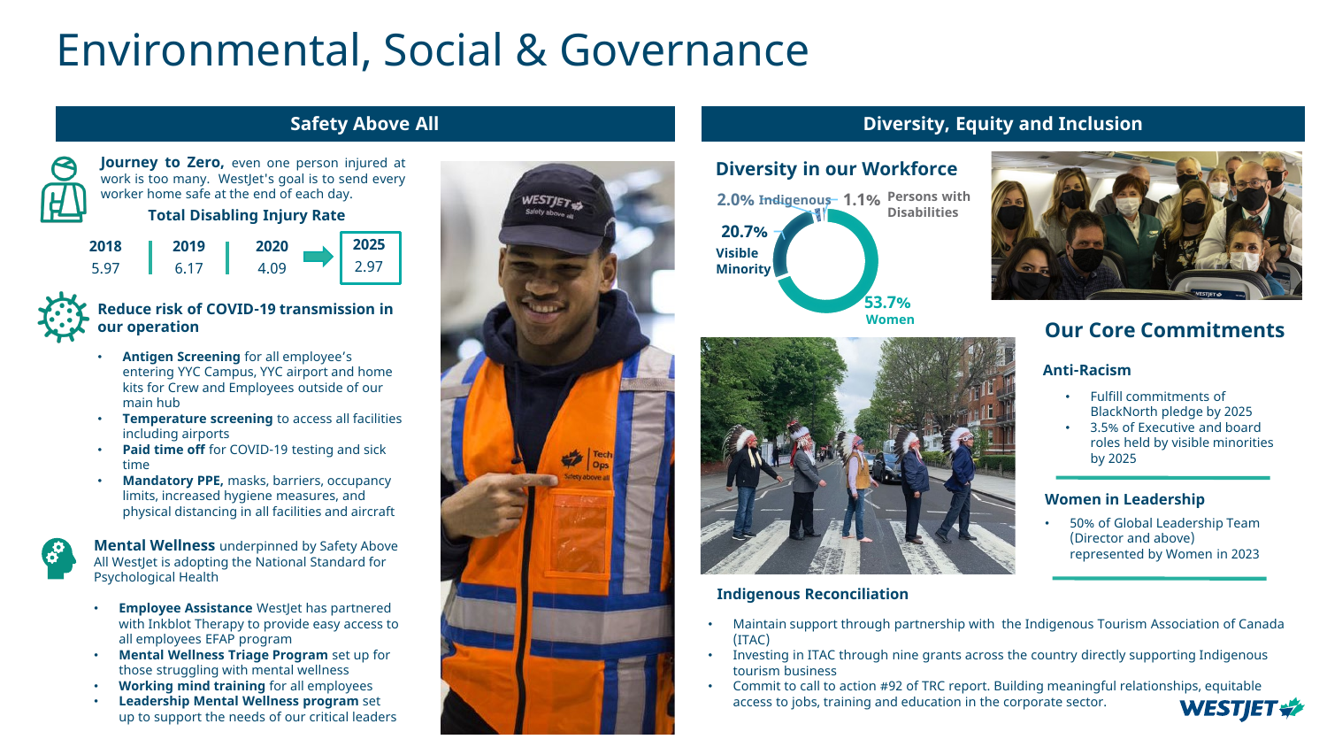# Environmental, Social & Governance

## Safety Above All

**Journey to Zero,** even one person injured at work is too many. WestJet's goal is to send every worker home safe at the end of each day.

### Total Disabling Injury Rate

| 2018 | 2019 | 2020 | 2025 |
| --- | --- | --- | --- |
| 5.97 | 6.17 | 4.09 | 2.97 |

### Reduce risk of COVID-19 transmission in our operation

- **Antigen Screening** for all employee's entering YYC Campus, YYC airport and home kits for Crew and Employees outside of our main hub
- **Temperature screening** to access all facilities including airports
- **Paid time off** for COVID-19 testing and sick time
- **Mandatory PPE,** masks, barriers, occupancy limits, increased hygiene measures, and physical distancing in all facilities and aircraft

**Mental Wellness** underpinned by Safety Above All WestJet is adopting the National Standard for Psychological Health

- **Employee Assistance** WestJet has partnered with Inkblot Therapy to provide easy access to all employees EFAP program
- **Mental Wellness Triage Program** set up for those struggling with mental wellness
- **Working mind training** for all employees
- **Leadership Mental Wellness program** set up to support the needs of our critical leaders

## Diversity, Equity and Inclusion

### Diversity in our Workforce

- 2.0% Indigenous
- 1.1% Persons with Disabilities
- 20.7% Visible Minority
- 53.7% Women

### Indigenous Reconciliation

- Maintain support through partnership with the Indigenous Tourism Association of Canada (ITAC)
- Investing in ITAC through nine grants across the country directly supporting Indigenous tourism business
- Commit to call to action #92 of TRC report. Building meaningful relationships, equitable access to jobs, training and education in the corporate sector.

## Our Core Commitments

### Anti-Racism

- Fulfill commitments of BlackNorth pledge by 2025
- 3.5% of Executive and board roles held by visible minorities by 2025

### Women in Leadership

- 50% of Global Leadership Team (Director and above) represented by Women in 2023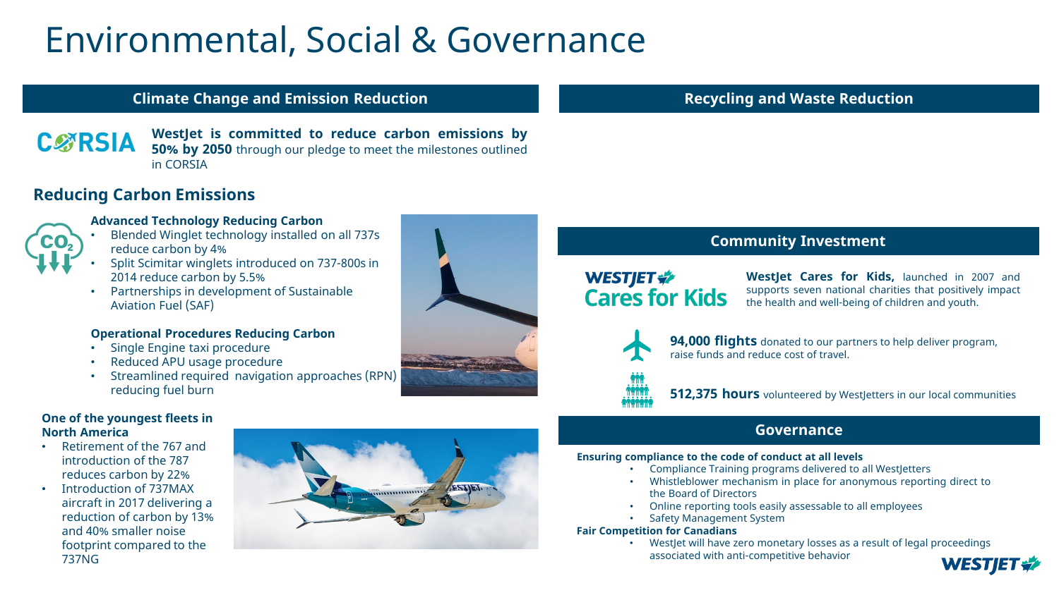# Environmental, Social & Governance

## Climate Change and Emission Reduction

CORSIA

**WestJet is committed to reduce carbon emissions by 50% by 2050** through our pledge to meet the milestones outlined in CORSIA

### Reducing Carbon Emissions

**Advanced Technology Reducing Carbon**

- Blended Winglet technology installed on all 737s reduce carbon by 4%
- Split Scimitar winglets introduced on 737-800s in 2014 reduce carbon by 5.5%
- Partnerships in development of Sustainable Aviation Fuel (SAF)

**Operational Procedures Reducing Carbon**

- Single Engine taxi procedure
- Reduced APU usage procedure
- Streamlined required navigation approaches (RPN) reducing fuel burn

**One of the youngest fleets in North America**

- Retirement of the 767 and introduction of the 787 reduces carbon by 22%
- Introduction of 737MAX aircraft in 2017 delivering a reduction of carbon by 13% and 40% smaller noise footprint compared to the 737NG

## Recycling and Waste Reduction

## Community Investment

WESTJET Cares for Kids

**WestJet Cares for Kids,** launched in 2007 and supports seven national charities that positively impact the health and well-being of children and youth.

**94,000 flights** donated to our partners to help deliver program, raise funds and reduce cost of travel.

**512,375 hours** volunteered by WestJetters in our local communities

## Governance

**Ensuring compliance to the code of conduct at all levels**

- Compliance Training programs delivered to all WestJetters
- Whistleblower mechanism in place for anonymous reporting direct to the Board of Directors
- Online reporting tools easily assessable to all employees
- Safety Management System

**Fair Competition for Canadians**

- WestJet will have zero monetary losses as a result of legal proceedings associated with anti-competitive behavior